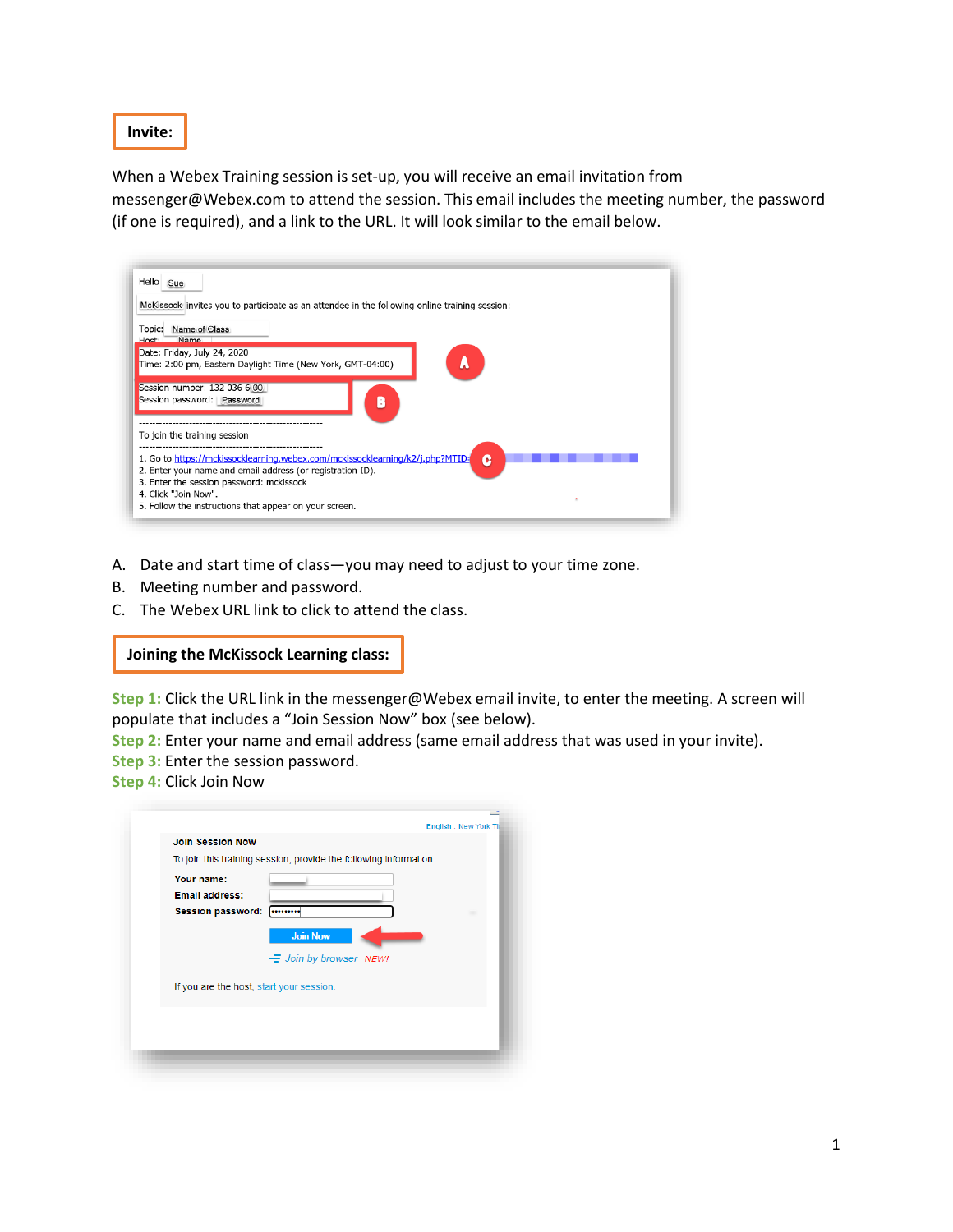## Invite:

When a Webex Training session is set-up, you will receive an email invitation from messenger@Webex.com to attend the session. This email includes the meeting number, the password (if one is required), and a link to the URL. It will look similar to the email below.

A. Date and start time of class—you may need to adjust to your time zone.
B. Meeting number and password.
C. The Webex URL link to click to attend the class.

## Joining the McKissock Learning class:

**Step 1:** Click the URL link in the messenger@Webex email invite, to enter the meeting. A screen will populate that includes a "Join Session Now" box (see below).
**Step 2:** Enter your name and email address (same email address that was used in your invite).
**Step 3:** Enter the session password.
**Step 4:** Click Join Now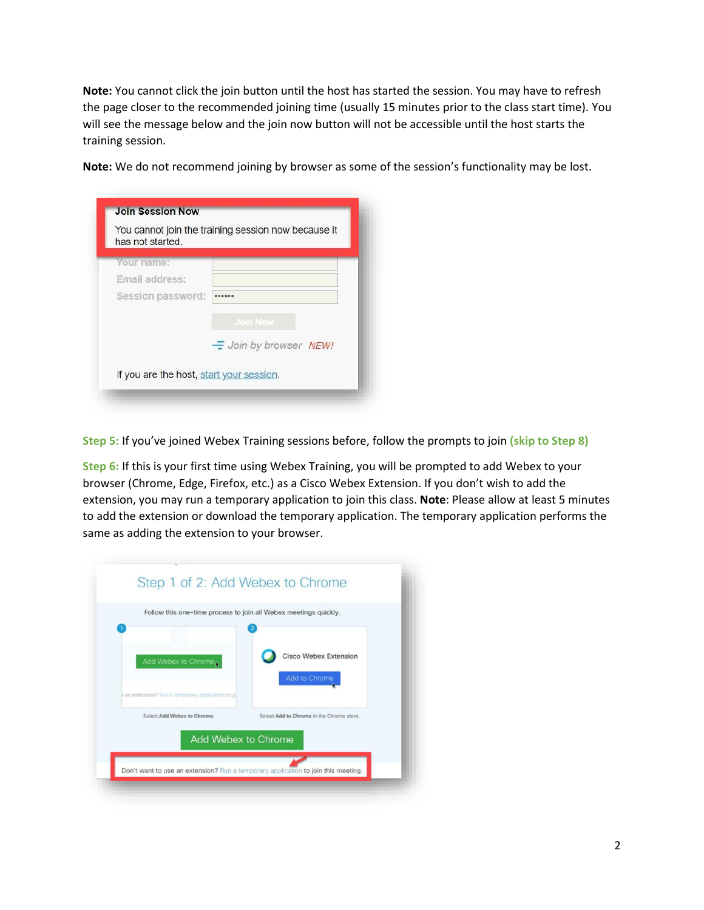**Note:** You cannot click the join button until the host has started the session. You may have to refresh the page closer to the recommended joining time (usually 15 minutes prior to the class start time). You will see the message below and the join now button will not be accessible until the host starts the training session.

**Note:** We do not recommend joining by browser as some of the session's functionality may be lost.

**Step 5:** If you've joined Webex Training sessions before, follow the prompts to join **(skip to Step 8)**

**Step 6:** If this is your first time using Webex Training, you will be prompted to add Webex to your browser (Chrome, Edge, Firefox, etc.) as a Cisco Webex Extension. If you don't wish to add the extension, you may run a temporary application to join this class. **Note**: Please allow at least 5 minutes to add the extension or download the temporary application. The temporary application performs the same as adding the extension to your browser.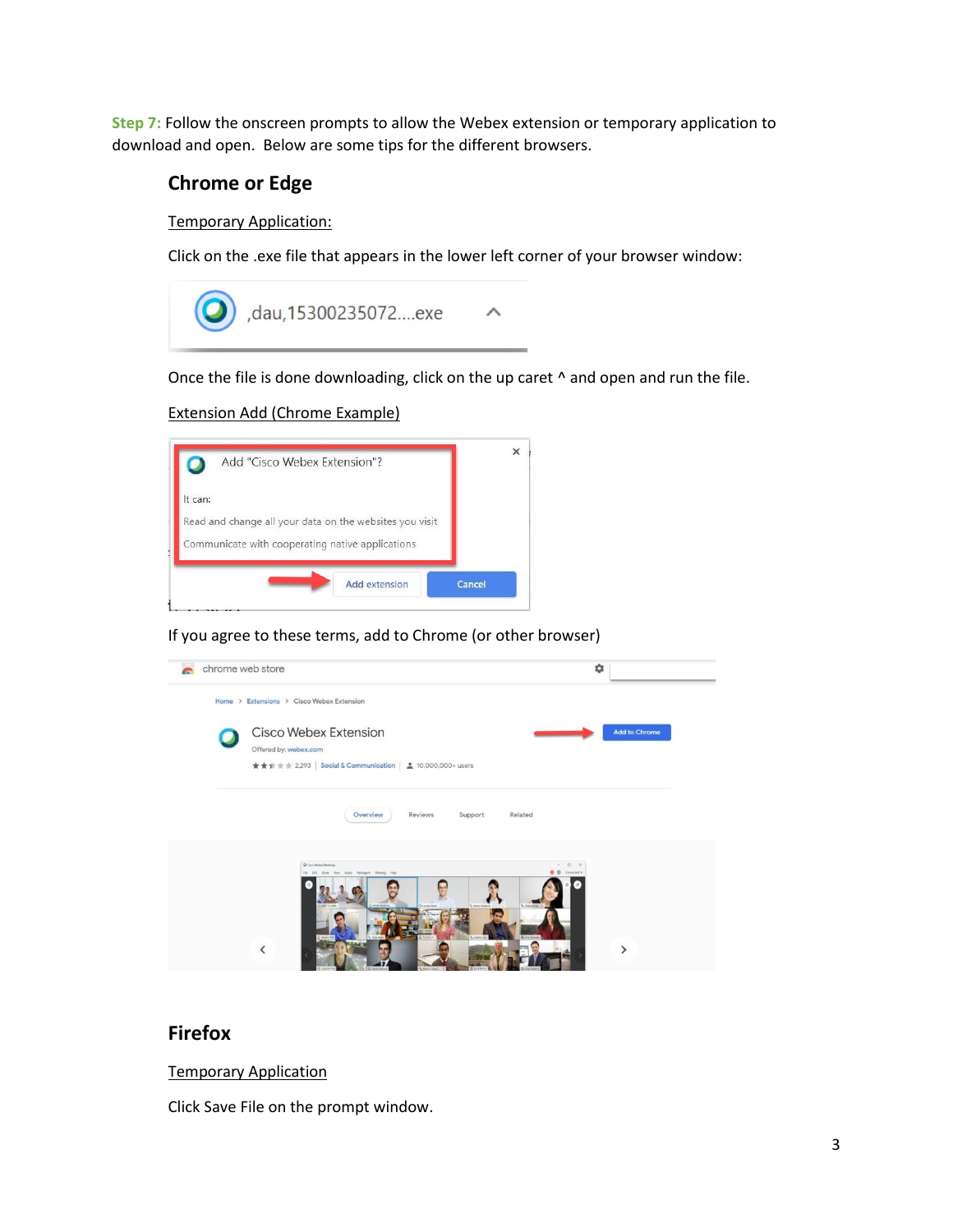**Step 7:** Follow the onscreen prompts to allow the Webex extension or temporary application to download and open. Below are some tips for the different browsers.

## Chrome or Edge

Temporary Application:

Click on the .exe file that appears in the lower left corner of your browser window:

Once the file is done downloading, click on the up caret ^ and open and run the file.

Extension Add (Chrome Example)

If you agree to these terms, add to Chrome (or other browser)

## Firefox

Temporary Application

Click Save File on the prompt window.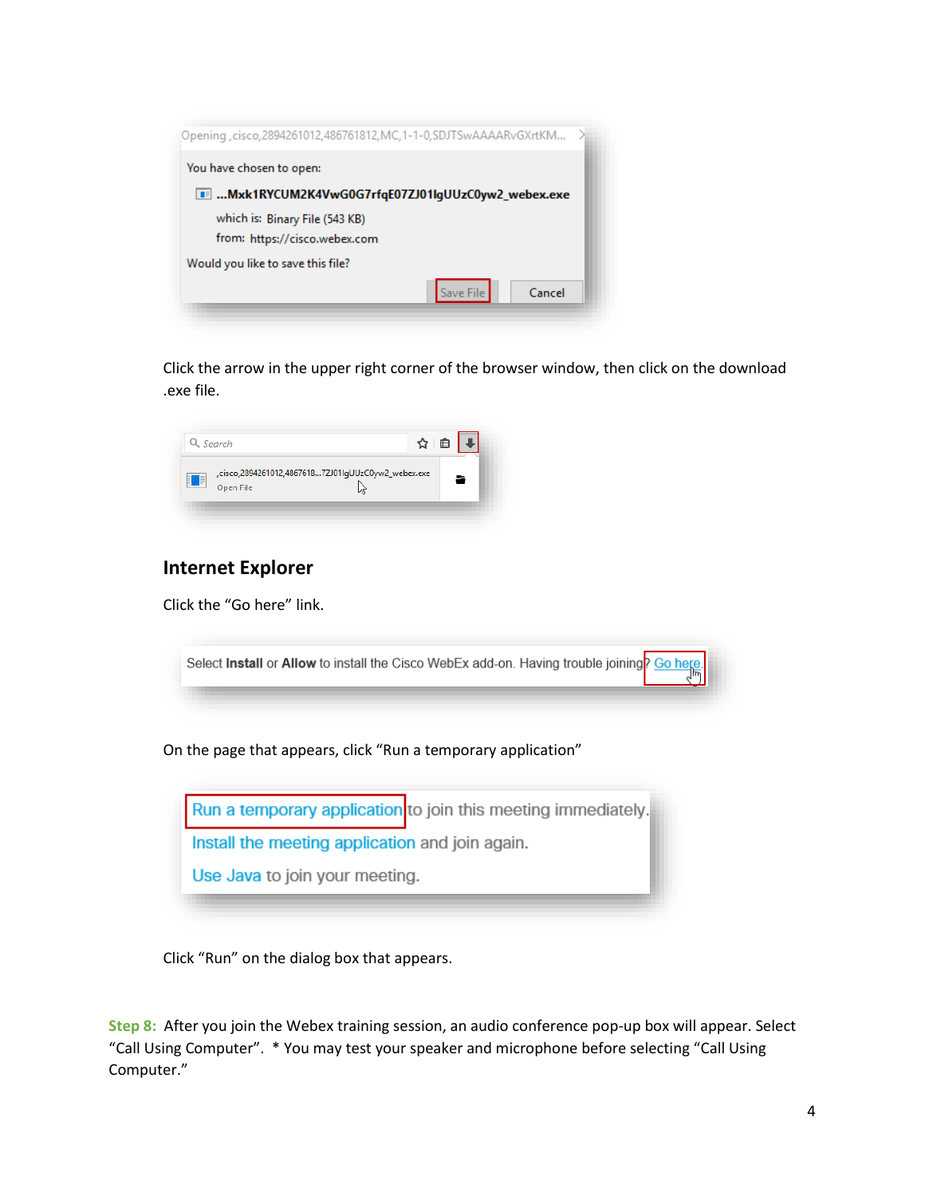Click the arrow in the upper right corner of the browser window, then click on the download .exe file.

## Internet Explorer

Click the “Go here” link.

On the page that appears, click “Run a temporary application”

Click “Run” on the dialog box that appears.

**Step 8:** After you join the Webex training session, an audio conference pop-up box will appear. Select “Call Using Computer”. * You may test your speaker and microphone before selecting “Call Using Computer.”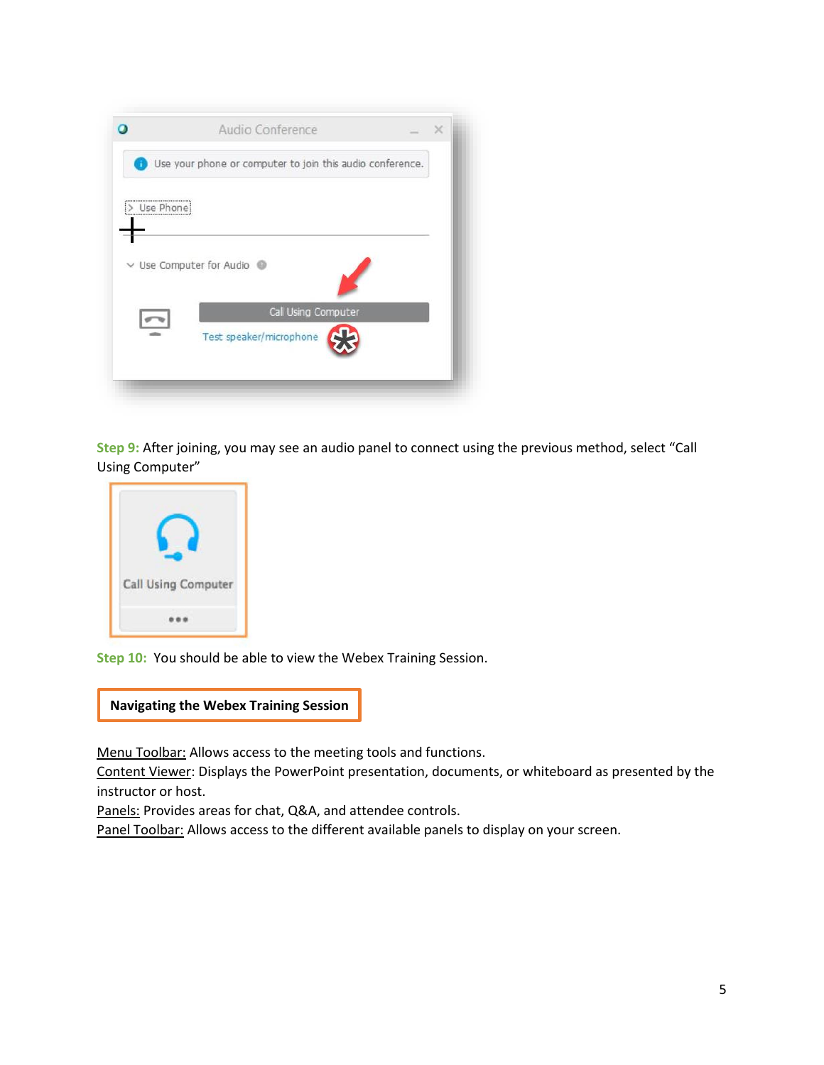**Step 9:** After joining, you may see an audio panel to connect using the previous method, select "Call Using Computer"

**Step 10:** You should be able to view the Webex Training Session.

**Navigating the Webex Training Session**

Menu Toolbar: Allows access to the meeting tools and functions.
Content Viewer: Displays the PowerPoint presentation, documents, or whiteboard as presented by the instructor or host.
Panels: Provides areas for chat, Q&A, and attendee controls.
Panel Toolbar: Allows access to the different available panels to display on your screen.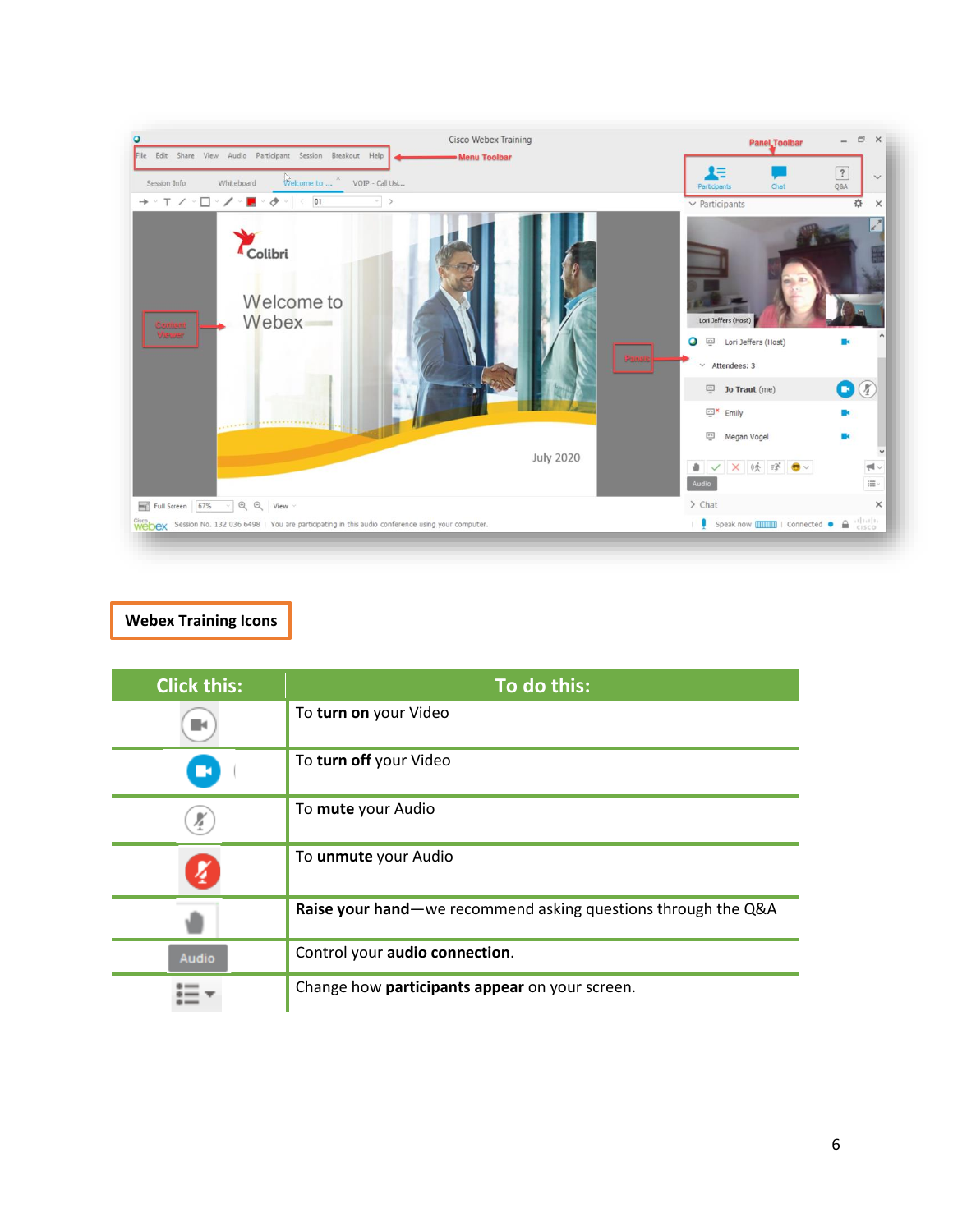## Webex Training Icons

| Click this: | To do this: |
| --- | --- |
| | To **turn on** your Video |
| | To **turn off** your Video |
| | To **mute** your Audio |
| | To **unmute** your Audio |
| | **Raise your hand**—we recommend asking questions through the Q&A |
| Audio | Control your **audio connection**. |
| | Change how **participants appear** on your screen. |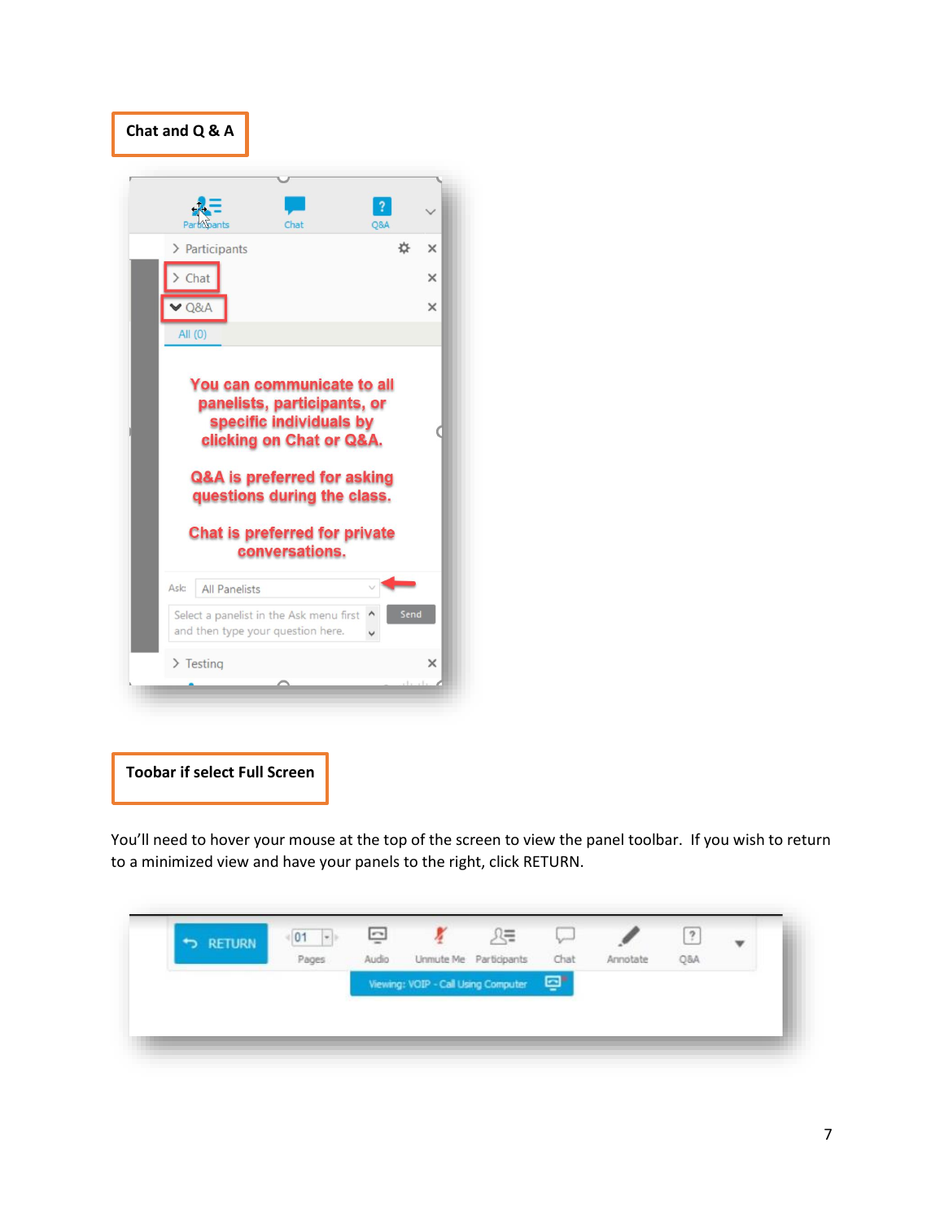## Chat and Q & A

Participants Chat Q&A

> Participants

> Chat

Q&A

All (0)

You can communicate to all panelists, participants, or specific individuals by clicking on Chat or Q&A.

Q&A is preferred for asking questions during the class.

Chat is preferred for private conversations.

Ask: All Panelists

Select a panelist in the Ask menu first and then type your question here.

Send

> Testing

## Toobar if select Full Screen

You'll need to hover your mouse at the top of the screen to view the panel toolbar. If you wish to return to a minimized view and have your panels to the right, click RETURN.

RETURN 01 Pages Audio Unmute Me Participants Chat Annotate Q&A

Viewing: VOIP - Call Using Computer